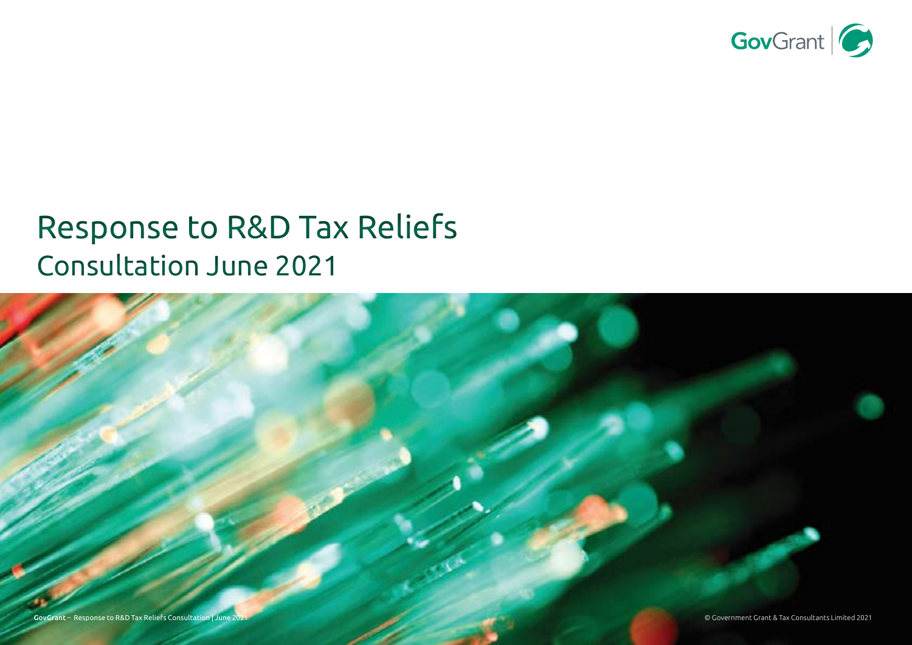GovGrant

# Response to R&D Tax Reliefs
## Consultation June 2021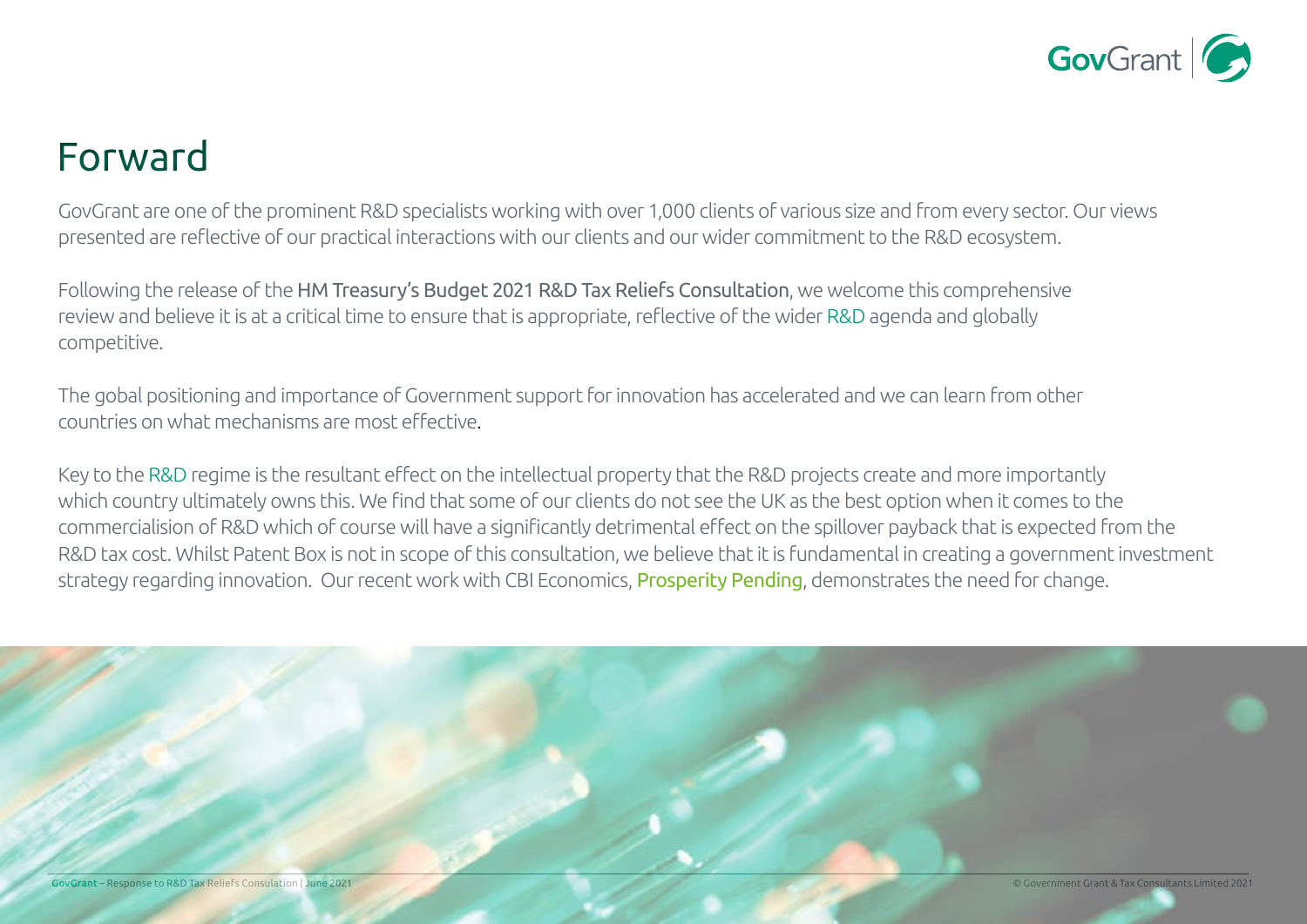# Forward

GovGrant are one of the prominent R&D specialists working with over 1,000 clients of various size and from every sector. Our views presented are reflective of our practical interactions with our clients and our wider commitment to the R&D ecosystem.

Following the release of the HM Treasury's Budget 2021 R&D Tax Reliefs Consultation, we welcome this comprehensive review and believe it is at a critical time to ensure that is appropriate, reflective of the wider R&D agenda and globally competitive.

The gobal positioning and importance of Government support for innovation has accelerated and we can learn from other countries on what mechanisms are most effective.

Key to the R&D regime is the resultant effect on the intellectual property that the R&D projects create and more importantly which country ultimately owns this. We find that some of our clients do not see the UK as the best option when it comes to the commercialisation of R&D which of course will have a significantly detrimental effect on the spillover payback that is expected from the R&D tax cost. Whilst Patent Box is not in scope of this consultation, we believe that it is fundamental in creating a government investment strategy regarding innovation. Our recent work with CBI Economics, Prosperity Pending, demonstrates the need for change.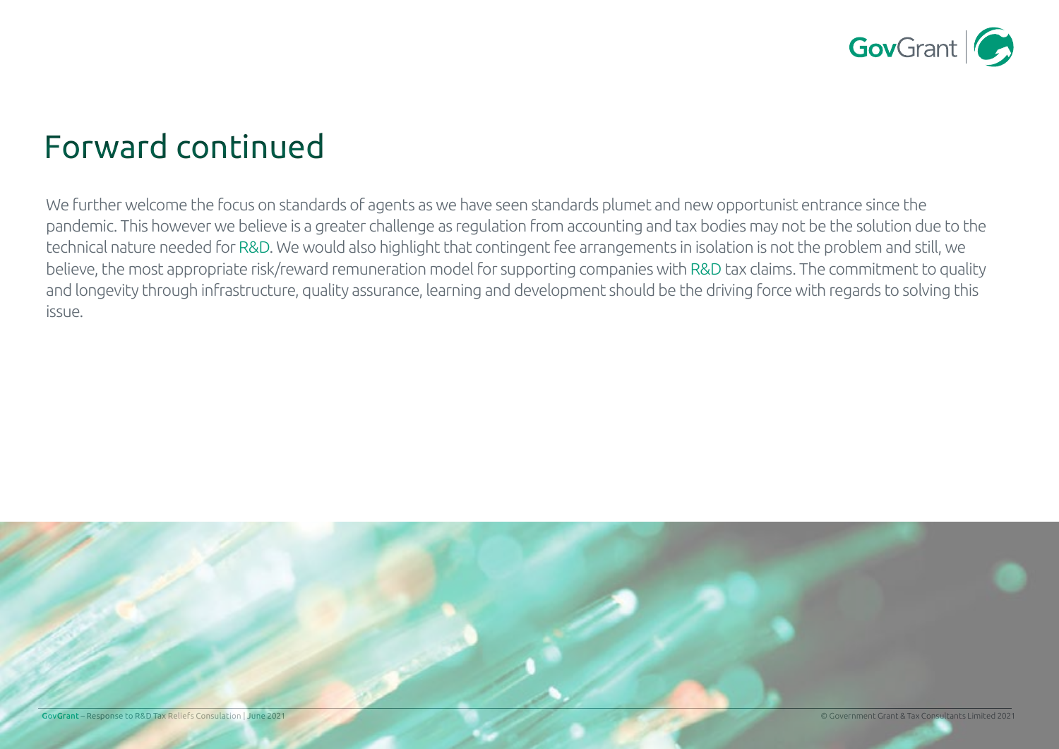# Forward continued

We further welcome the focus on standards of agents as we have seen standards plumet and new opportunist entrance since the pandemic. This however we believe is a greater challenge as regulation from accounting and tax bodies may not be the solution due to the technical nature needed for R&D. We would also highlight that contingent fee arrangements in isolation is not the problem and still, we believe, the most appropriate risk/reward remuneration model for supporting companies with R&D tax claims. The commitment to quality and longevity through infrastructure, quality assurance, learning and development should be the driving force with regards to solving this issue.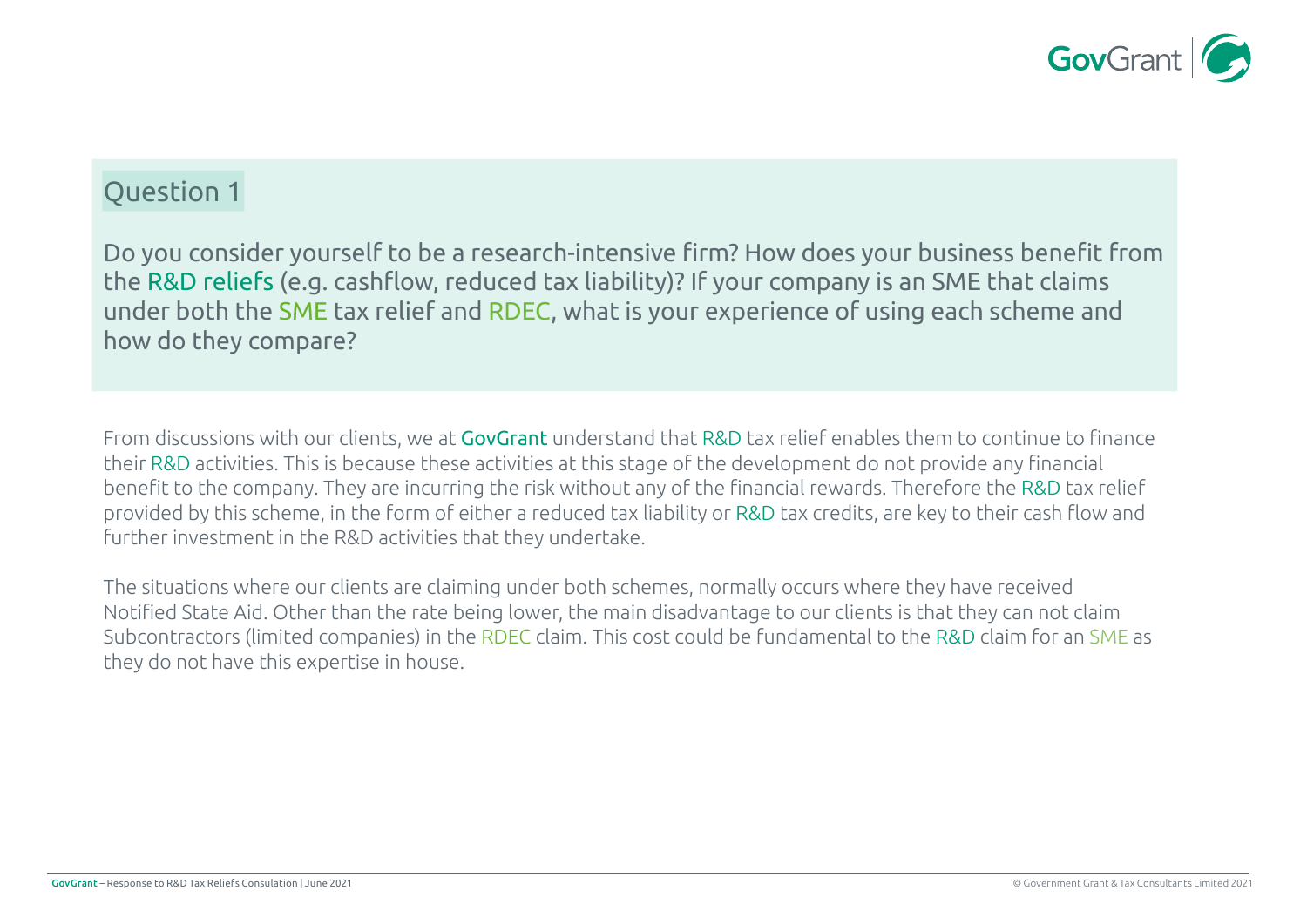## Question 1

Do you consider yourself to be a research-intensive firm? How does your business benefit from the R&D reliefs (e.g. cashflow, reduced tax liability)? If your company is an SME that claims under both the SME tax relief and RDEC, what is your experience of using each scheme and how do they compare?

From discussions with our clients, we at GovGrant understand that R&D tax relief enables them to continue to finance their R&D activities. This is because these activities at this stage of the development do not provide any financial benefit to the company. They are incurring the risk without any of the financial rewards. Therefore the R&D tax relief provided by this scheme, in the form of either a reduced tax liability or R&D tax credits, are key to their cash flow and further investment in the R&D activities that they undertake.

The situations where our clients are claiming under both schemes, normally occurs where they have received Notified State Aid. Other than the rate being lower, the main disadvantage to our clients is that they can not claim Subcontractors (limited companies) in the RDEC claim. This cost could be fundamental to the R&D claim for an SME as they do not have this expertise in house.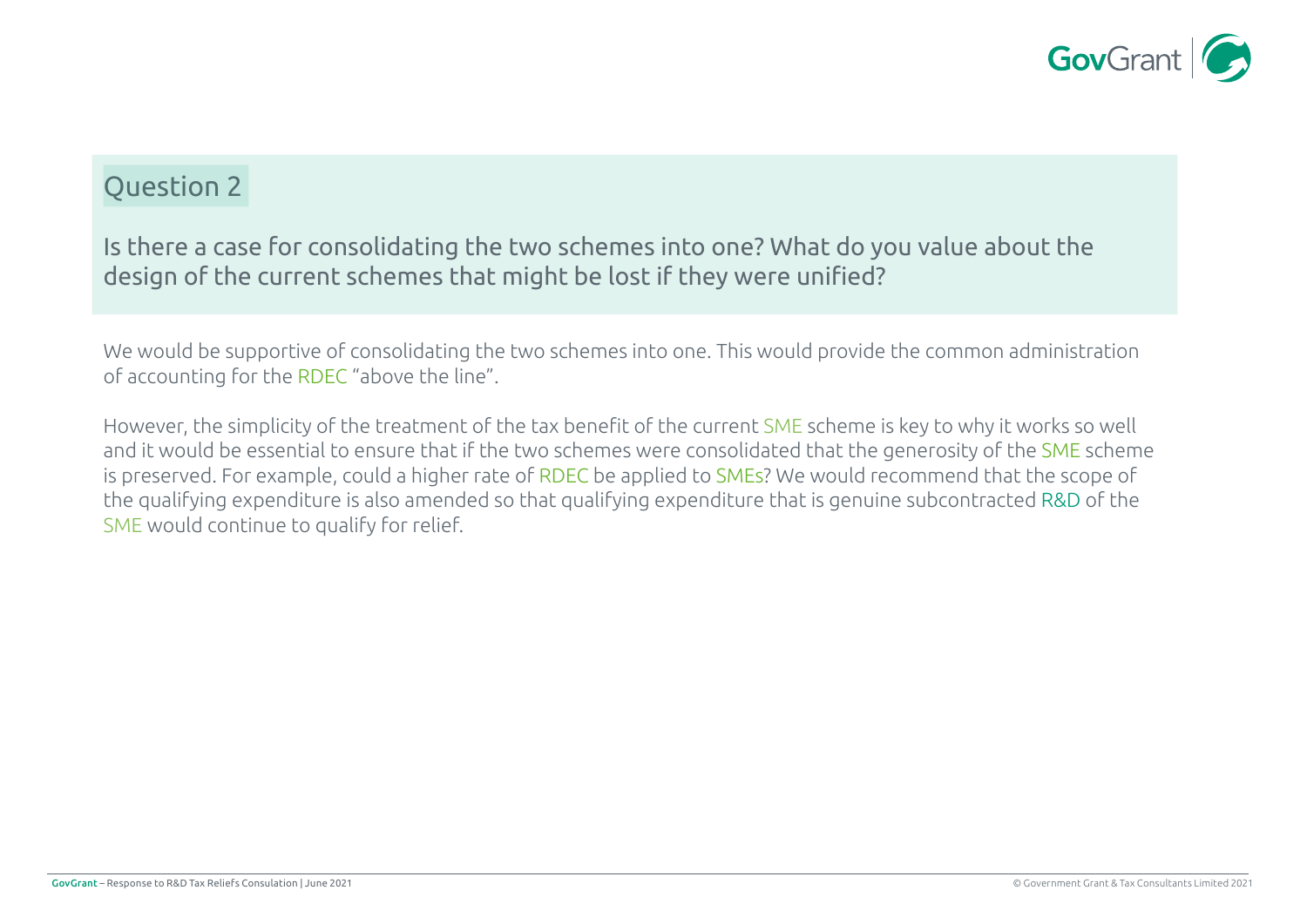## Question 2

Is there a case for consolidating the two schemes into one? What do you value about the design of the current schemes that might be lost if they were unified?

We would be supportive of consolidating the two schemes into one. This would provide the common administration of accounting for the RDEC "above the line".

However, the simplicity of the treatment of the tax benefit of the current SME scheme is key to why it works so well and it would be essential to ensure that if the two schemes were consolidated that the generosity of the SME scheme is preserved. For example, could a higher rate of RDEC be applied to SMEs? We would recommend that the scope of the qualifying expenditure is also amended so that qualifying expenditure that is genuine subcontracted R&D of the SME would continue to qualify for relief.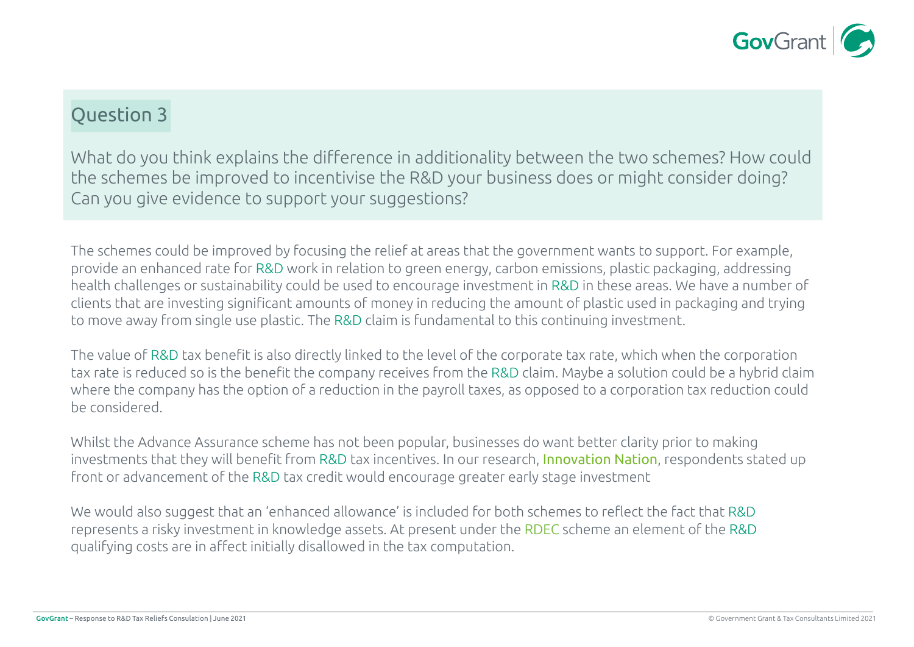## Question 3

What do you think explains the difference in additionality between the two schemes? How could the schemes be improved to incentivise the R&D your business does or might consider doing? Can you give evidence to support your suggestions?

The schemes could be improved by focusing the relief at areas that the government wants to support. For example, provide an enhanced rate for R&D work in relation to green energy, carbon emissions, plastic packaging, addressing health challenges or sustainability could be used to encourage investment in R&D in these areas. We have a number of clients that are investing significant amounts of money in reducing the amount of plastic used in packaging and trying to move away from single use plastic. The R&D claim is fundamental to this continuing investment.

The value of R&D tax benefit is also directly linked to the level of the corporate tax rate, which when the corporation tax rate is reduced so is the benefit the company receives from the R&D claim. Maybe a solution could be a hybrid claim where the company has the option of a reduction in the payroll taxes, as opposed to a corporation tax reduction could be considered.

Whilst the Advance Assurance scheme has not been popular, businesses do want better clarity prior to making investments that they will benefit from R&D tax incentives. In our research, Innovation Nation, respondents stated up front or advancement of the R&D tax credit would encourage greater early stage investment

We would also suggest that an 'enhanced allowance' is included for both schemes to reflect the fact that R&D represents a risky investment in knowledge assets. At present under the RDEC scheme an element of the R&D qualifying costs are in affect initially disallowed in the tax computation.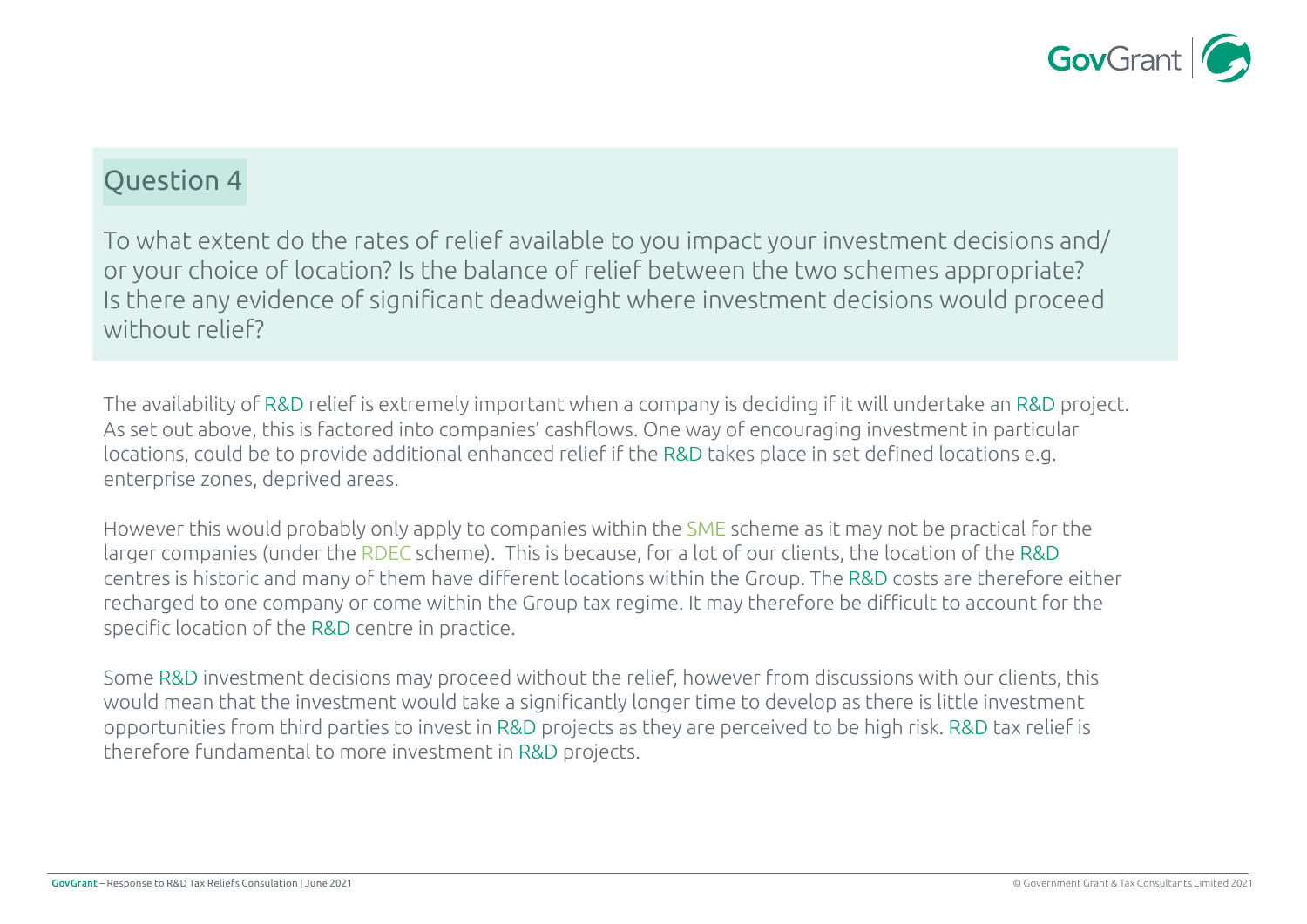## Question 4

To what extent do the rates of relief available to you impact your investment decisions and/ or your choice of location? Is the balance of relief between the two schemes appropriate? Is there any evidence of significant deadweight where investment decisions would proceed without relief?

The availability of R&D relief is extremely important when a company is deciding if it will undertake an R&D project. As set out above, this is factored into companies' cashflows. One way of encouraging investment in particular locations, could be to provide additional enhanced relief if the R&D takes place in set defined locations e.g. enterprise zones, deprived areas.

However this would probably only apply to companies within the SME scheme as it may not be practical for the larger companies (under the RDEC scheme). This is because, for a lot of our clients, the location of the R&D centres is historic and many of them have different locations within the Group. The R&D costs are therefore either recharged to one company or come within the Group tax regime. It may therefore be difficult to account for the specific location of the R&D centre in practice.

Some R&D investment decisions may proceed without the relief, however from discussions with our clients, this would mean that the investment would take a significantly longer time to develop as there is little investment opportunities from third parties to invest in R&D projects as they are perceived to be high risk. R&D tax relief is therefore fundamental to more investment in R&D projects.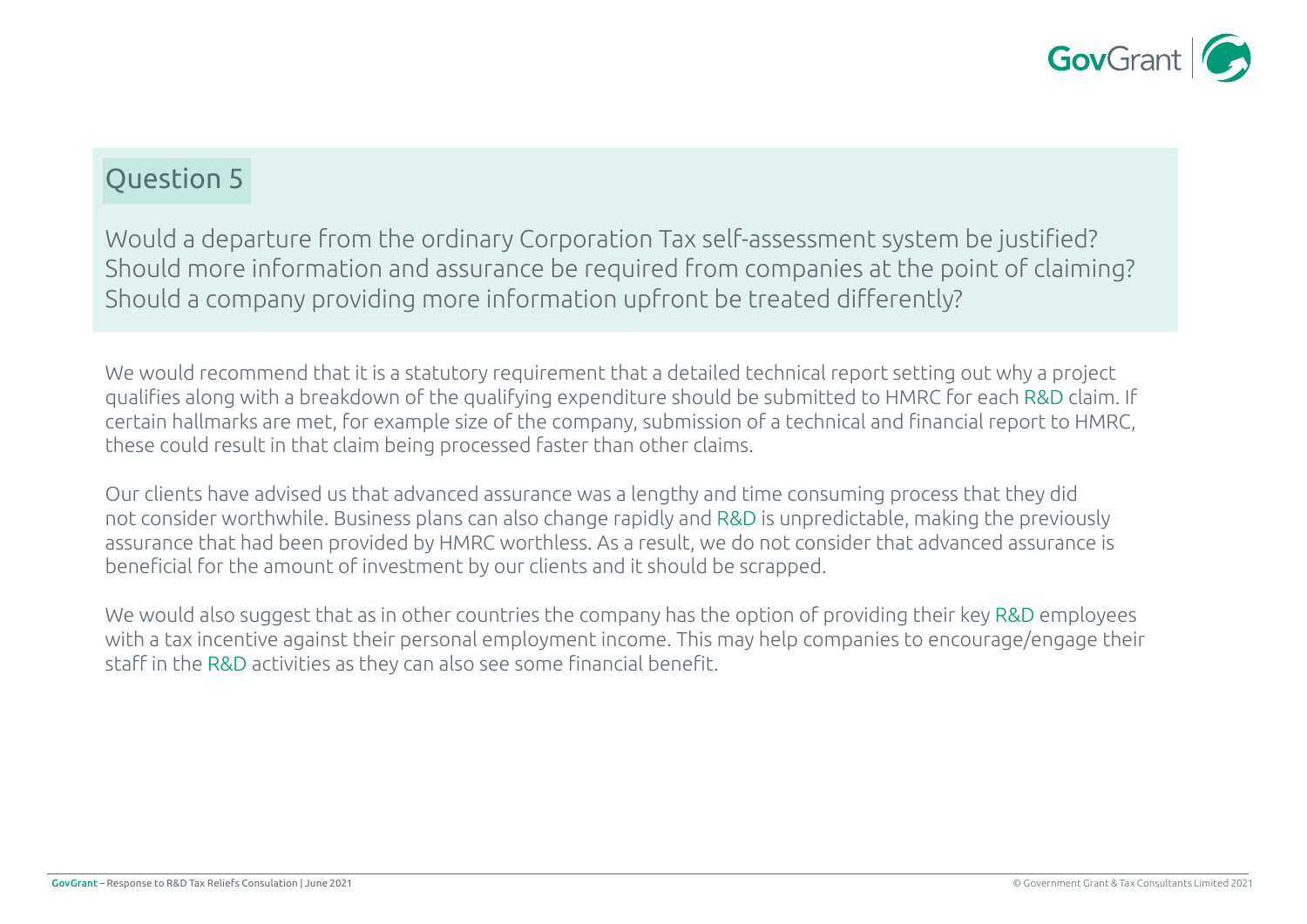## Question 5

Would a departure from the ordinary Corporation Tax self-assessment system be justified? Should more information and assurance be required from companies at the point of claiming? Should a company providing more information upfront be treated differently?

We would recommend that it is a statutory requirement that a detailed technical report setting out why a project qualifies along with a breakdown of the qualifying expenditure should be submitted to HMRC for each R&D claim. If certain hallmarks are met, for example size of the company, submission of a technical and financial report to HMRC, these could result in that claim being processed faster than other claims.

Our clients have advised us that advanced assurance was a lengthy and time consuming process that they did not consider worthwhile. Business plans can also change rapidly and R&D is unpredictable, making the previously assurance that had been provided by HMRC worthless. As a result, we do not consider that advanced assurance is beneficial for the amount of investment by our clients and it should be scrapped.

We would also suggest that as in other countries the company has the option of providing their key R&D employees with a tax incentive against their personal employment income. This may help companies to encourage/engage their staff in the R&D activities as they can also see some financial benefit.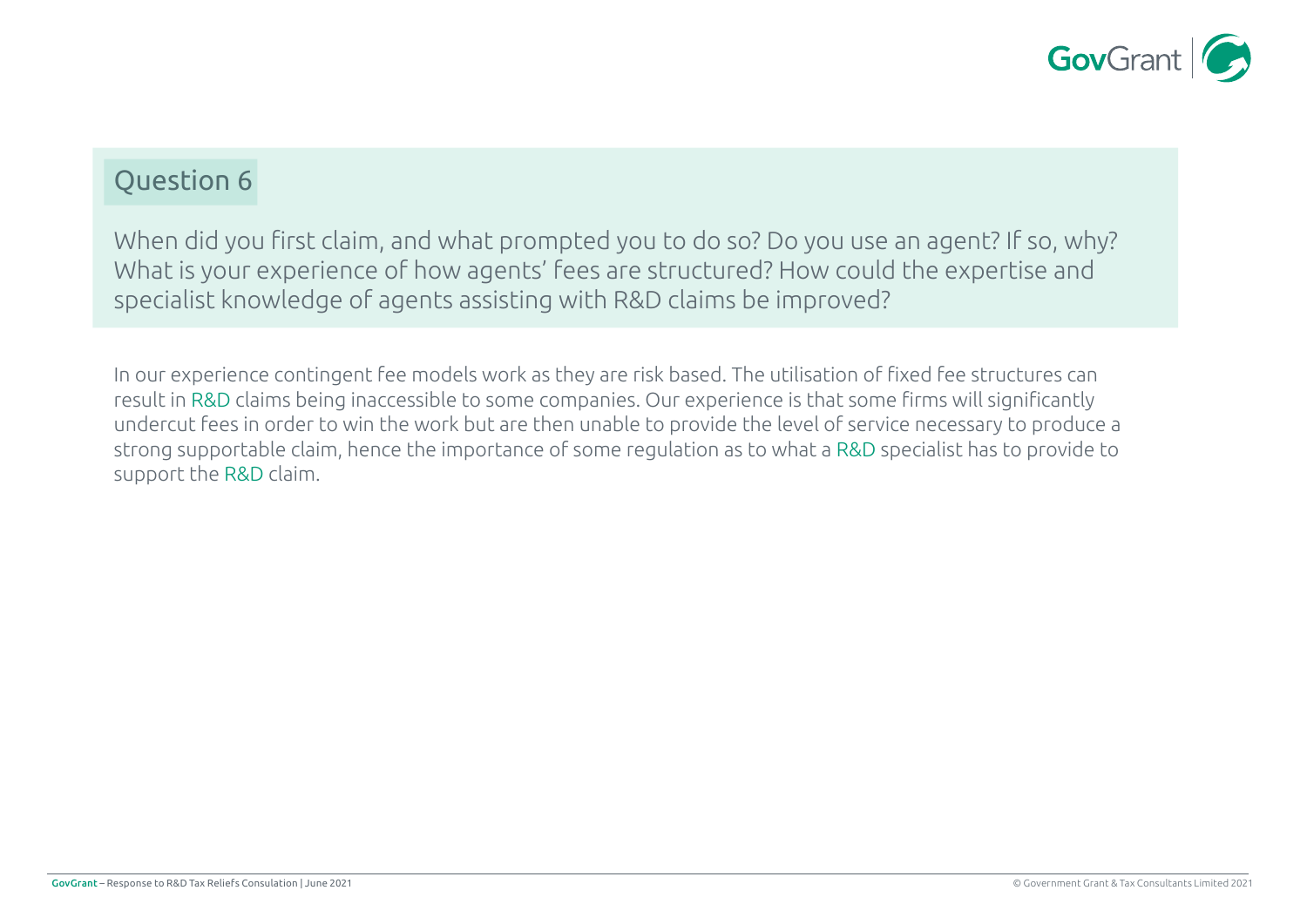## Question 6

When did you first claim, and what prompted you to do so? Do you use an agent? If so, why? What is your experience of how agents' fees are structured? How could the expertise and specialist knowledge of agents assisting with R&D claims be improved?

In our experience contingent fee models work as they are risk based. The utilisation of fixed fee structures can result in R&D claims being inaccessible to some companies. Our experience is that some firms will significantly undercut fees in order to win the work but are then unable to provide the level of service necessary to produce a strong supportable claim, hence the importance of some regulation as to what a R&D specialist has to provide to support the R&D claim.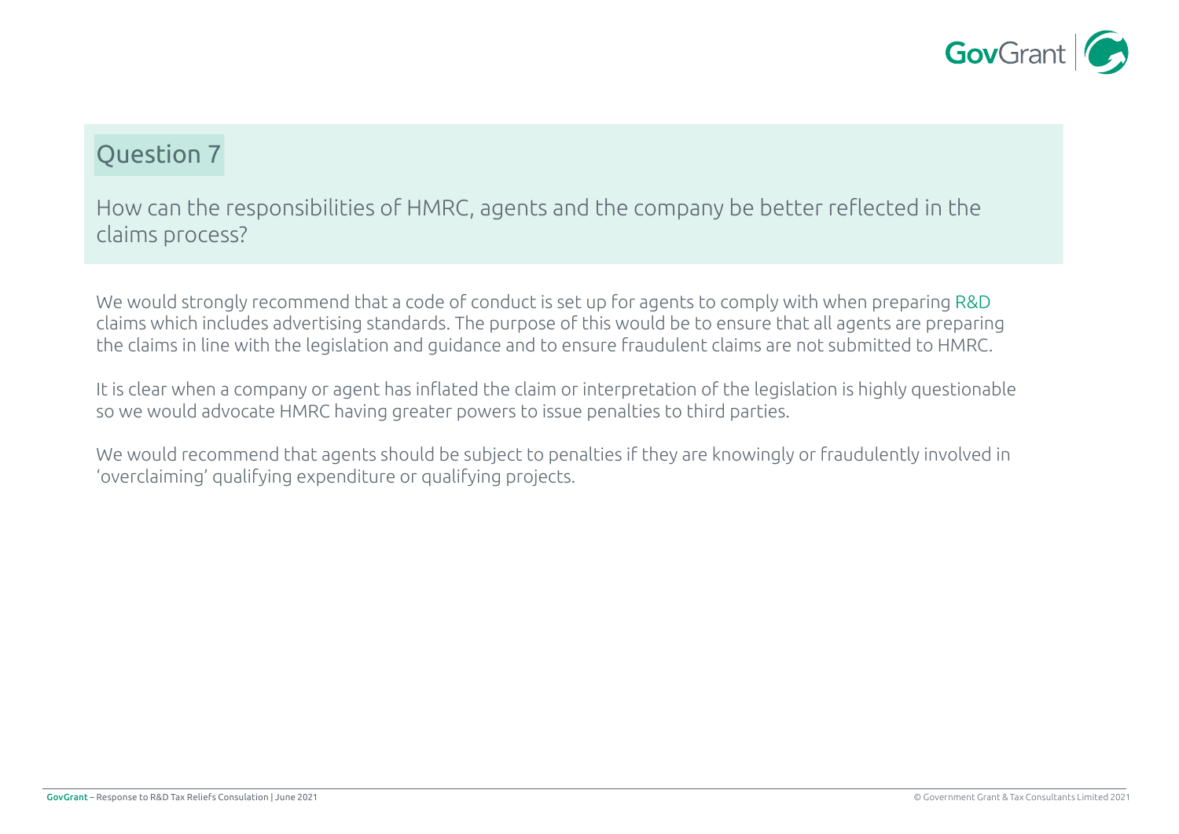## Question 7

How can the responsibilities of HMRC, agents and the company be better reflected in the claims process?

We would strongly recommend that a code of conduct is set up for agents to comply with when preparing R&D claims which includes advertising standards. The purpose of this would be to ensure that all agents are preparing the claims in line with the legislation and guidance and to ensure fraudulent claims are not submitted to HMRC.

It is clear when a company or agent has inflated the claim or interpretation of the legislation is highly questionable so we would advocate HMRC having greater powers to issue penalties to third parties.

We would recommend that agents should be subject to penalties if they are knowingly or fraudulently involved in 'overclaiming' qualifying expenditure or qualifying projects.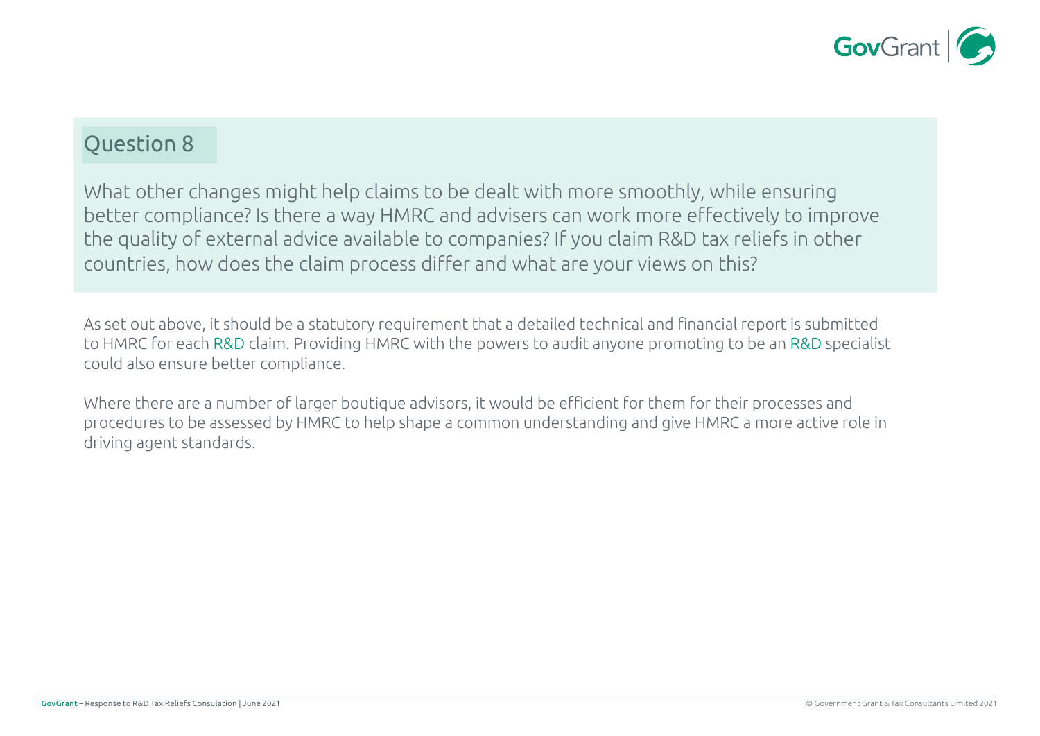## Question 8

What other changes might help claims to be dealt with more smoothly, while ensuring better compliance? Is there a way HMRC and advisers can work more effectively to improve the quality of external advice available to companies? If you claim R&D tax reliefs in other countries, how does the claim process differ and what are your views on this?

As set out above, it should be a statutory requirement that a detailed technical and financial report is submitted to HMRC for each R&D claim. Providing HMRC with the powers to audit anyone promoting to be an R&D specialist could also ensure better compliance.

Where there are a number of larger boutique advisors, it would be efficient for them for their processes and procedures to be assessed by HMRC to help shape a common understanding and give HMRC a more active role in driving agent standards.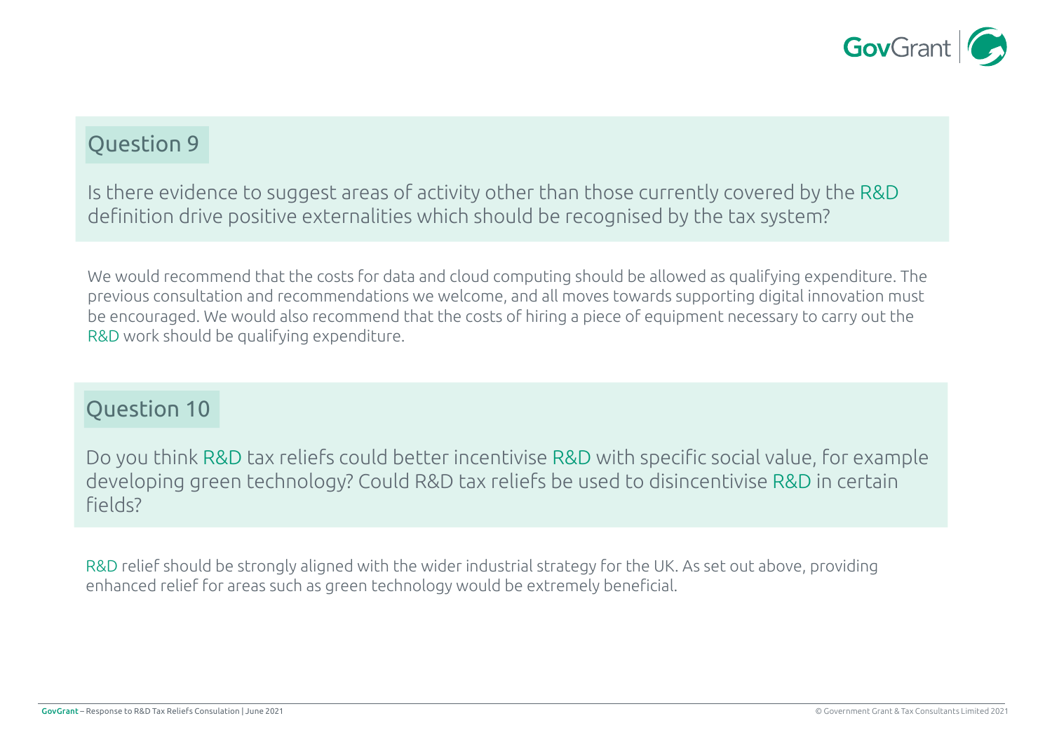## Question 9

Is there evidence to suggest areas of activity other than those currently covered by the R&D definition drive positive externalities which should be recognised by the tax system?

We would recommend that the costs for data and cloud computing should be allowed as qualifying expenditure. The previous consultation and recommendations we welcome, and all moves towards supporting digital innovation must be encouraged. We would also recommend that the costs of hiring a piece of equipment necessary to carry out the R&D work should be qualifying expenditure.

## Question 10

Do you think R&D tax reliefs could better incentivise R&D with specific social value, for example developing green technology? Could R&D tax reliefs be used to disincentivise R&D in certain fields?

R&D relief should be strongly aligned with the wider industrial strategy for the UK. As set out above, providing enhanced relief for areas such as green technology would be extremely beneficial.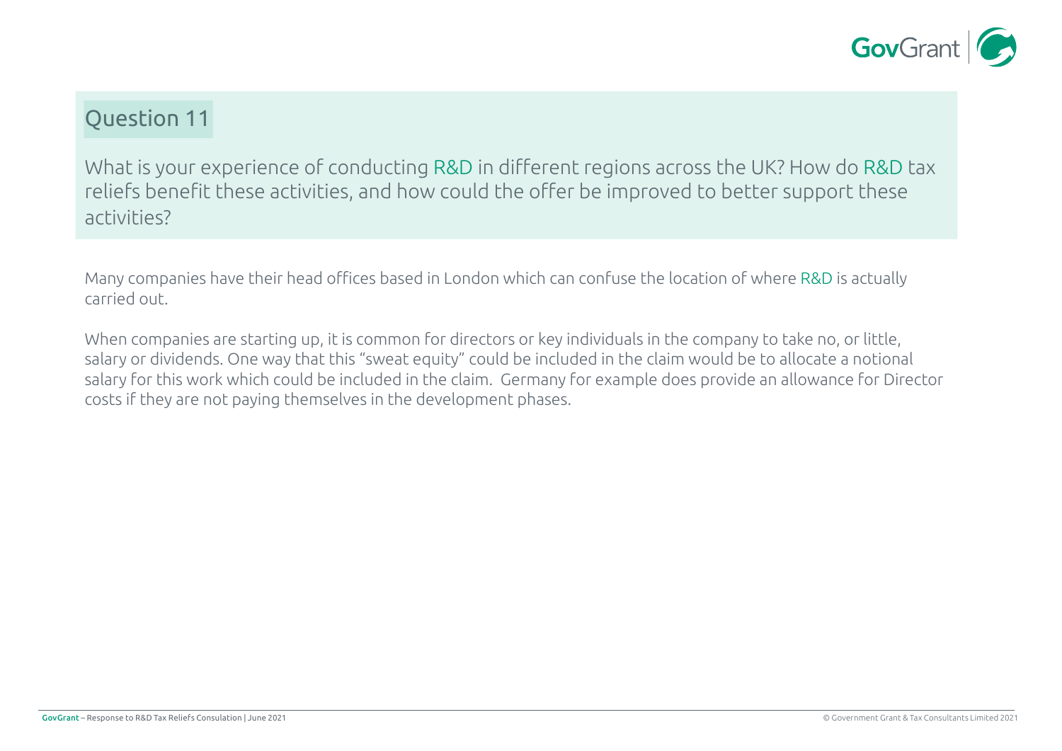## Question 11

What is your experience of conducting R&D in different regions across the UK? How do R&D tax reliefs benefit these activities, and how could the offer be improved to better support these activities?

Many companies have their head offices based in London which can confuse the location of where R&D is actually carried out.

When companies are starting up, it is common for directors or key individuals in the company to take no, or little, salary or dividends. One way that this "sweat equity" could be included in the claim would be to allocate a notional salary for this work which could be included in the claim. Germany for example does provide an allowance for Director costs if they are not paying themselves in the development phases.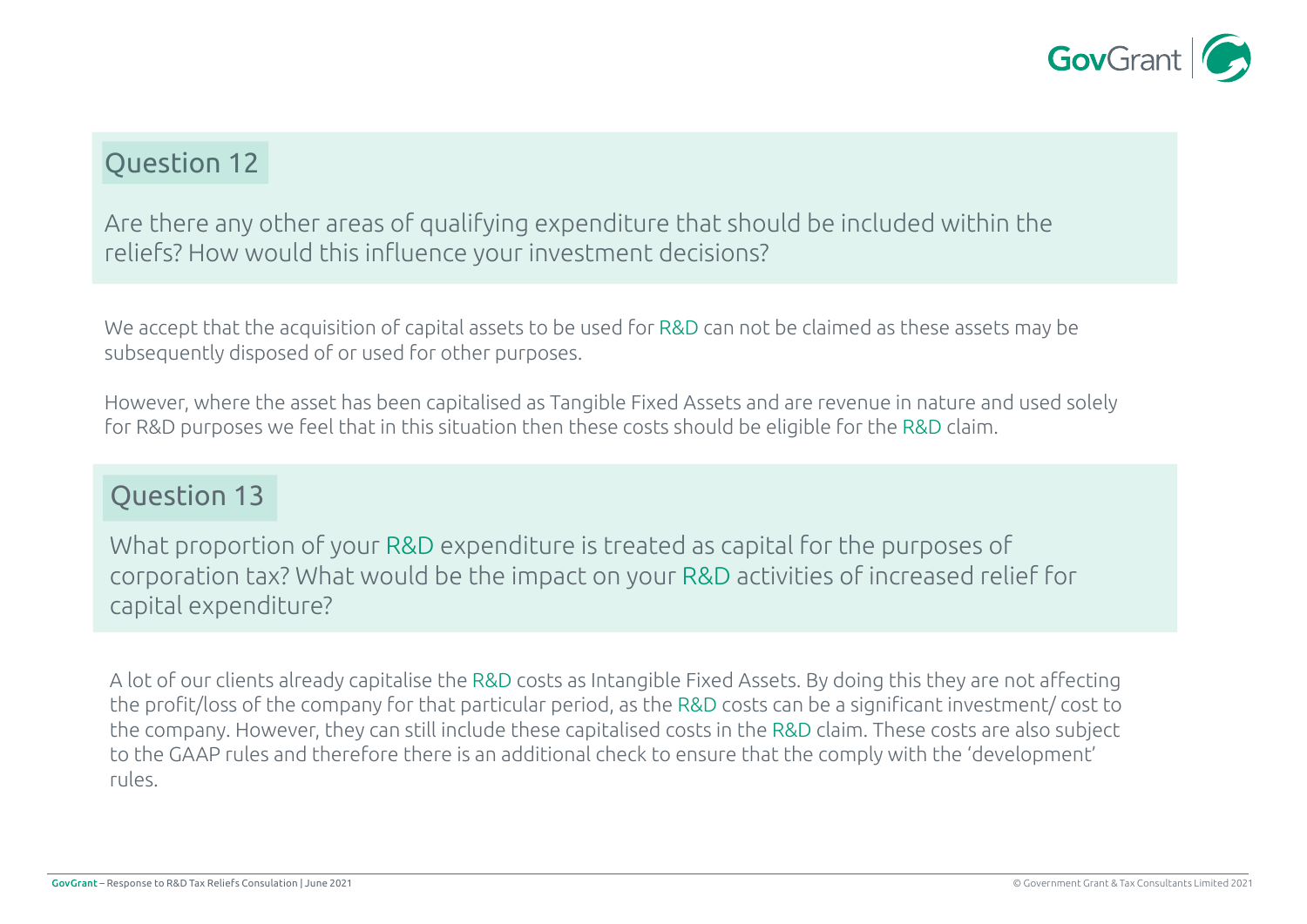## Question 12

Are there any other areas of qualifying expenditure that should be included within the reliefs? How would this influence your investment decisions?

We accept that the acquisition of capital assets to be used for R&D can not be claimed as these assets may be subsequently disposed of or used for other purposes.

However, where the asset has been capitalised as Tangible Fixed Assets and are revenue in nature and used solely for R&D purposes we feel that in this situation then these costs should be eligible for the R&D claim.

## Question 13

What proportion of your R&D expenditure is treated as capital for the purposes of corporation tax? What would be the impact on your R&D activities of increased relief for capital expenditure?

A lot of our clients already capitalise the R&D costs as Intangible Fixed Assets. By doing this they are not affecting the profit/loss of the company for that particular period, as the R&D costs can be a significant investment/ cost to the company. However, they can still include these capitalised costs in the R&D claim. These costs are also subject to the GAAP rules and therefore there is an additional check to ensure that the comply with the 'development' rules.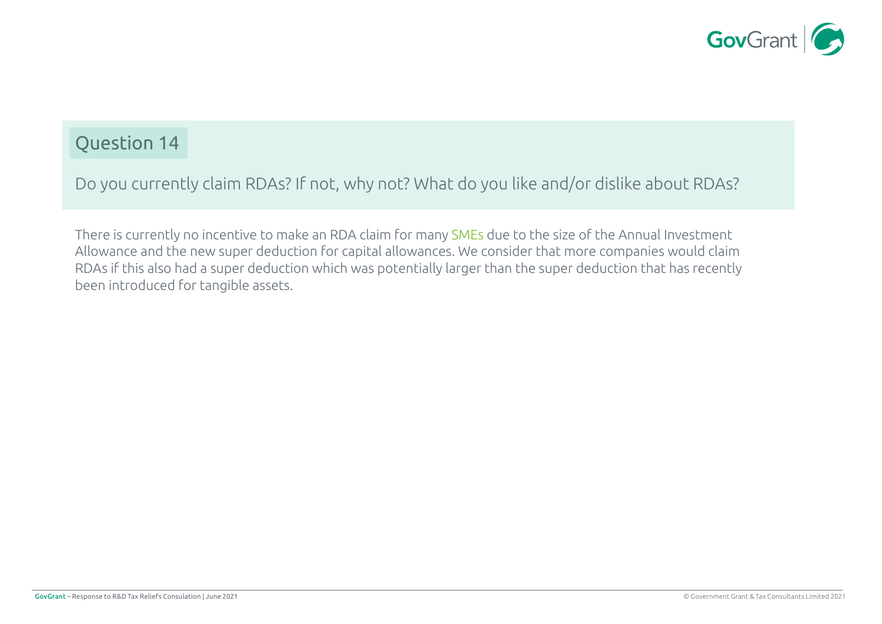## Question 14

Do you currently claim RDAs? If not, why not? What do you like and/or dislike about RDAs?

There is currently no incentive to make an RDA claim for many SMEs due to the size of the Annual Investment Allowance and the new super deduction for capital allowances. We consider that more companies would claim RDAs if this also had a super deduction which was potentially larger than the super deduction that has recently been introduced for tangible assets.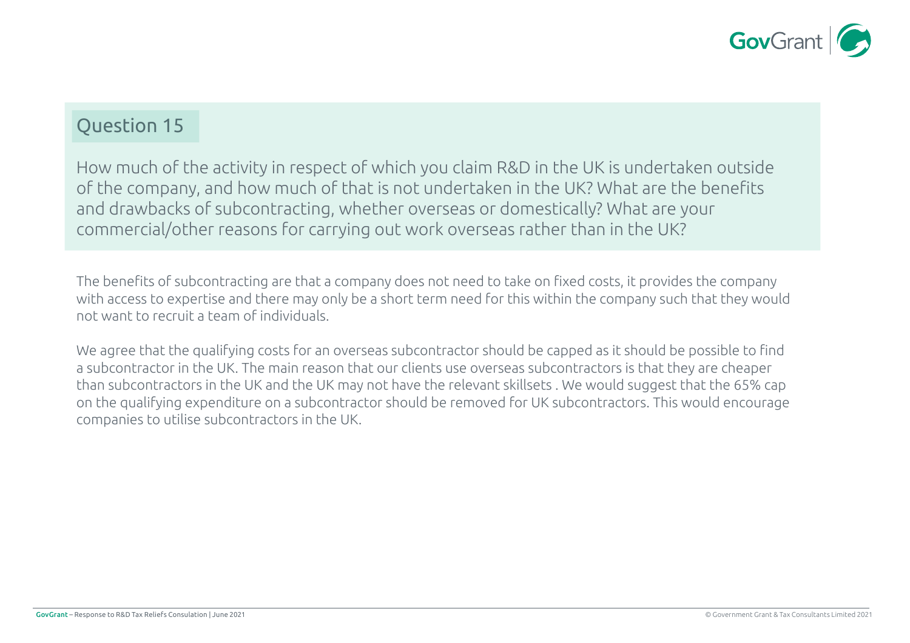## Question 15

How much of the activity in respect of which you claim R&D in the UK is undertaken outside of the company, and how much of that is not undertaken in the UK? What are the benefits and drawbacks of subcontracting, whether overseas or domestically? What are your commercial/other reasons for carrying out work overseas rather than in the UK?

The benefits of subcontracting are that a company does not need to take on fixed costs, it provides the company with access to expertise and there may only be a short term need for this within the company such that they would not want to recruit a team of individuals.

We agree that the qualifying costs for an overseas subcontractor should be capped as it should be possible to find a subcontractor in the UK. The main reason that our clients use overseas subcontractors is that they are cheaper than subcontractors in the UK and the UK may not have the relevant skillsets . We would suggest that the 65% cap on the qualifying expenditure on a subcontractor should be removed for UK subcontractors. This would encourage companies to utilise subcontractors in the UK.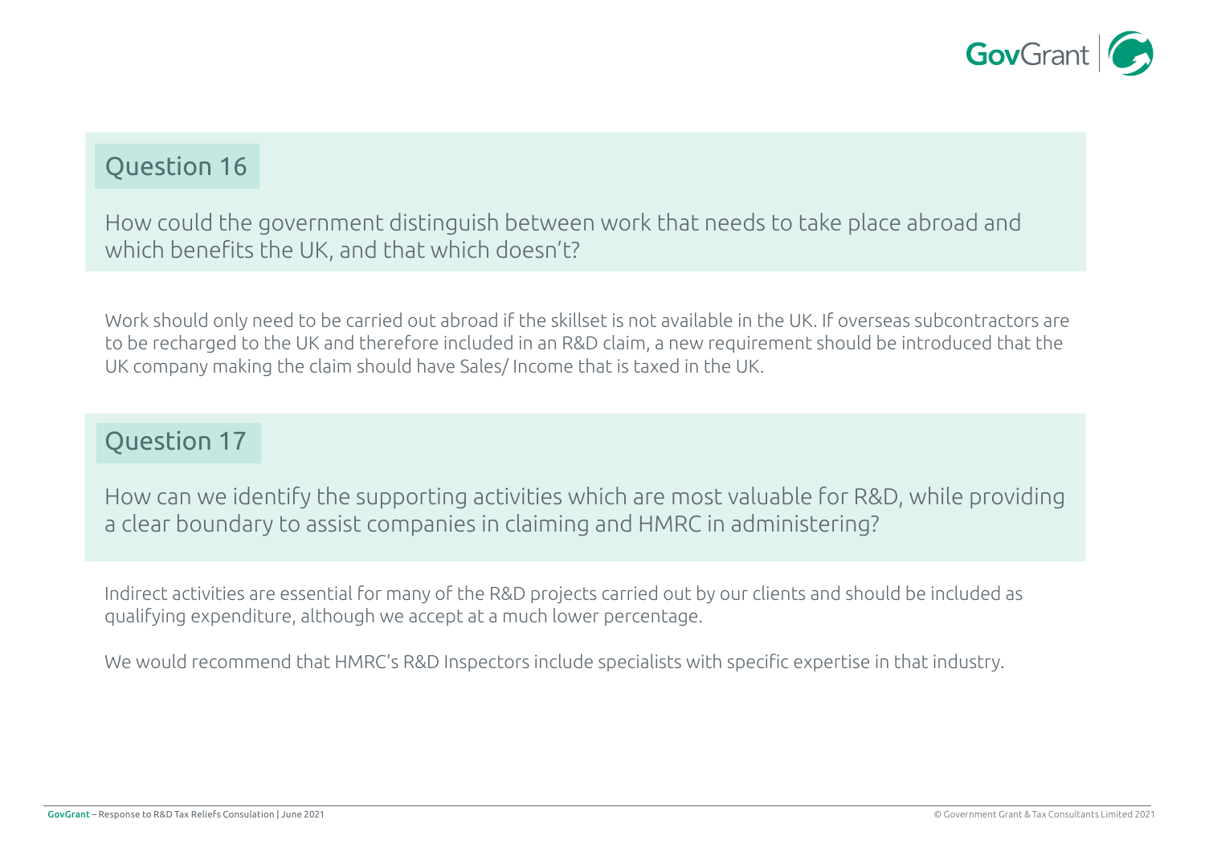## Question 16

How could the government distinguish between work that needs to take place abroad and which benefits the UK, and that which doesn't?

Work should only need to be carried out abroad if the skillset is not available in the UK. If overseas subcontractors are to be recharged to the UK and therefore included in an R&D claim, a new requirement should be introduced that the UK company making the claim should have Sales/ Income that is taxed in the UK.

## Question 17

How can we identify the supporting activities which are most valuable for R&D, while providing a clear boundary to assist companies in claiming and HMRC in administering?

Indirect activities are essential for many of the R&D projects carried out by our clients and should be included as qualifying expenditure, although we accept at a much lower percentage.

We would recommend that HMRC's R&D Inspectors include specialists with specific expertise in that industry.